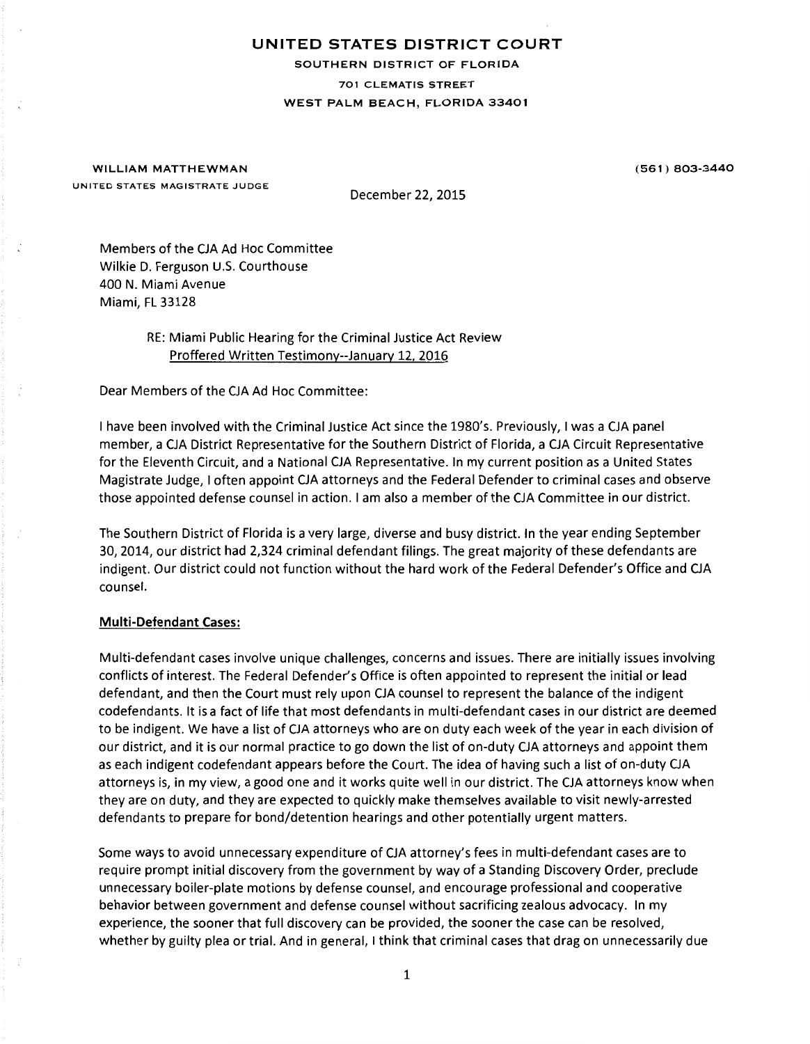# UNITED STATES DISTRICT COURT

SOUTHERN DISTRICT OF FLORIDA
701 CLEMATIS STREET
WEST PALM BEACH, FLORIDA 33401

WILLIAM MATTHEWMAN
UNITED STATES MAGISTRATE JUDGE

(561) 803-3440

December 22, 2015

Members of the CJA Ad Hoc Committee
Wilkie D. Ferguson U.S. Courthouse
400 N. Miami Avenue
Miami, FL 33128

RE: Miami Public Hearing for the Criminal Justice Act Review
<u>Proffered Written Testimony--January 12, 2016</u>

Dear Members of the CJA Ad Hoc Committee:

I have been involved with the Criminal Justice Act since the 1980's. Previously, I was a CJA panel member, a CJA District Representative for the Southern District of Florida, a CJA Circuit Representative for the Eleventh Circuit, and a National CJA Representative. In my current position as a United States Magistrate Judge, I often appoint CJA attorneys and the Federal Defender to criminal cases and observe those appointed defense counsel in action. I am also a member of the CJA Committee in our district.

The Southern District of Florida is a very large, diverse and busy district. In the year ending September 30, 2014, our district had 2,324 criminal defendant filings. The great majority of these defendants are indigent. Our district could not function without the hard work of the Federal Defender's Office and CJA counsel.

**<u>Multi-Defendant Cases:</u>**

Multi-defendant cases involve unique challenges, concerns and issues. There are initially issues involving conflicts of interest. The Federal Defender's Office is often appointed to represent the initial or lead defendant, and then the Court must rely upon CJA counsel to represent the balance of the indigent codefendants. It is a fact of life that most defendants in multi-defendant cases in our district are deemed to be indigent. We have a list of CJA attorneys who are on duty each week of the year in each division of our district, and it is our normal practice to go down the list of on-duty CJA attorneys and appoint them as each indigent codefendant appears before the Court. The idea of having such a list of on-duty CJA attorneys is, in my view, a good one and it works quite well in our district. The CJA attorneys know when they are on duty, and they are expected to quickly make themselves available to visit newly-arrested defendants to prepare for bond/detention hearings and other potentially urgent matters.

Some ways to avoid unnecessary expenditure of CJA attorney's fees in multi-defendant cases are to require prompt initial discovery from the government by way of a Standing Discovery Order, preclude unnecessary boiler-plate motions by defense counsel, and encourage professional and cooperative behavior between government and defense counsel without sacrificing zealous advocacy. In my experience, the sooner that full discovery can be provided, the sooner the case can be resolved, whether by guilty plea or trial. And in general, I think that criminal cases that drag on unnecessarily due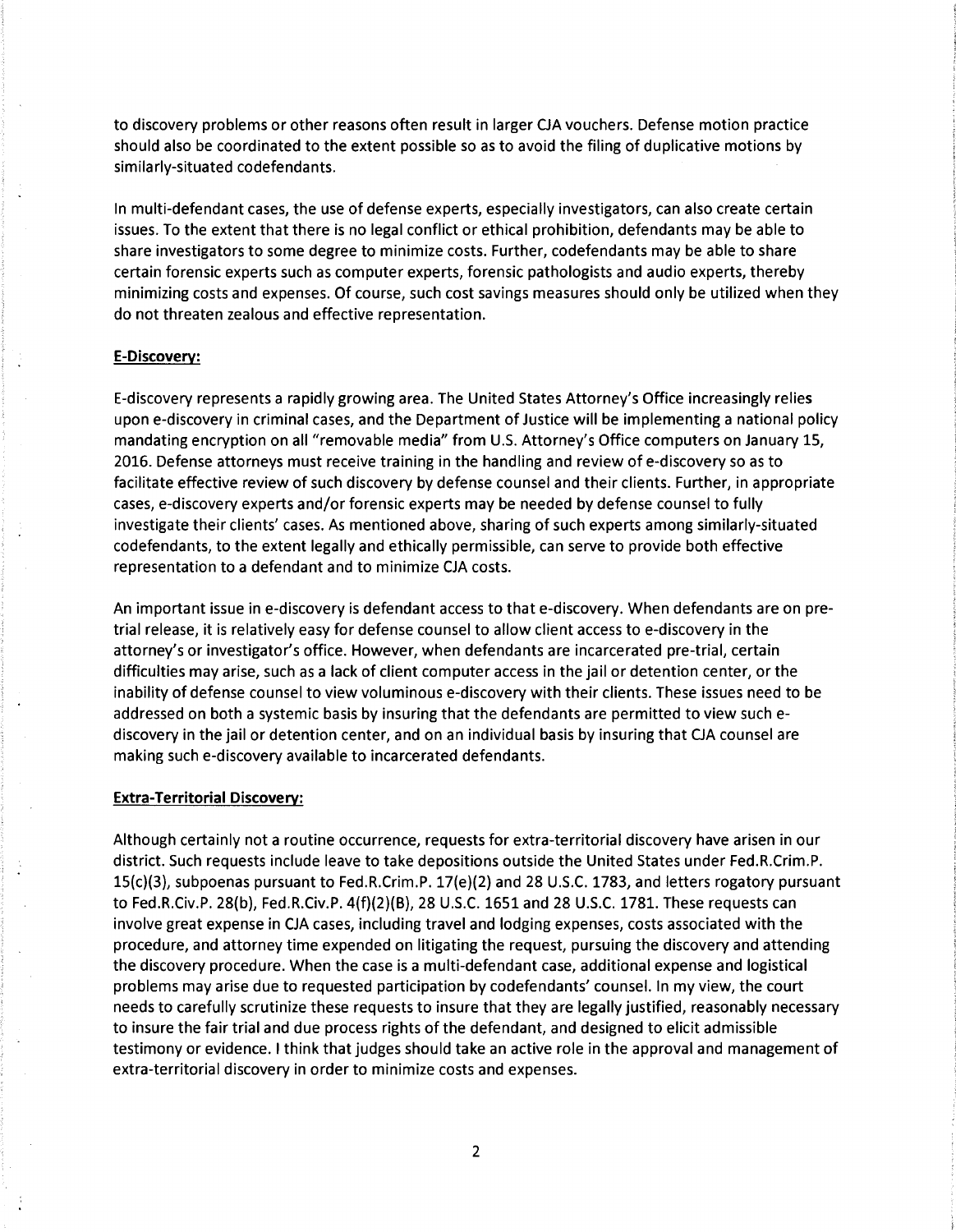to discovery problems or other reasons often result in larger CJA vouchers. Defense motion practice should also be coordinated to the extent possible so as to avoid the filing of duplicative motions by similarly-situated codefendants.

In multi-defendant cases, the use of defense experts, especially investigators, can also create certain issues. To the extent that there is no legal conflict or ethical prohibition, defendants may be able to share investigators to some degree to minimize costs. Further, codefendants may be able to share certain forensic experts such as computer experts, forensic pathologists and audio experts, thereby minimizing costs and expenses. Of course, such cost savings measures should only be utilized when they do not threaten zealous and effective representation.

**E-Discovery:**

E-discovery represents a rapidly growing area. The United States Attorney's Office increasingly relies upon e-discovery in criminal cases, and the Department of Justice will be implementing a national policy mandating encryption on all "removable media" from U.S. Attorney's Office computers on January 15, 2016. Defense attorneys must receive training in the handling and review of e-discovery so as to facilitate effective review of such discovery by defense counsel and their clients. Further, in appropriate cases, e-discovery experts and/or forensic experts may be needed by defense counsel to fully investigate their clients' cases. As mentioned above, sharing of such experts among similarly-situated codefendants, to the extent legally and ethically permissible, can serve to provide both effective representation to a defendant and to minimize CJA costs.

An important issue in e-discovery is defendant access to that e-discovery. When defendants are on pre-trial release, it is relatively easy for defense counsel to allow client access to e-discovery in the attorney's or investigator's office. However, when defendants are incarcerated pre-trial, certain difficulties may arise, such as a lack of client computer access in the jail or detention center, or the inability of defense counsel to view voluminous e-discovery with their clients. These issues need to be addressed on both a systemic basis by insuring that the defendants are permitted to view such e-discovery in the jail or detention center, and on an individual basis by insuring that CJA counsel are making such e-discovery available to incarcerated defendants.

**Extra-Territorial Discovery:**

Although certainly not a routine occurrence, requests for extra-territorial discovery have arisen in our district. Such requests include leave to take depositions outside the United States under Fed.R.Crim.P. 15(c)(3), subpoenas pursuant to Fed.R.Crim.P. 17(e)(2) and 28 U.S.C. 1783, and letters rogatory pursuant to Fed.R.Civ.P. 28(b), Fed.R.Civ.P. 4(f)(2)(B), 28 U.S.C. 1651 and 28 U.S.C. 1781. These requests can involve great expense in CJA cases, including travel and lodging expenses, costs associated with the procedure, and attorney time expended on litigating the request, pursuing the discovery and attending the discovery procedure. When the case is a multi-defendant case, additional expense and logistical problems may arise due to requested participation by codefendants' counsel. In my view, the court needs to carefully scrutinize these requests to insure that they are legally justified, reasonably necessary to insure the fair trial and due process rights of the defendant, and designed to elicit admissible testimony or evidence. I think that judges should take an active role in the approval and management of extra-territorial discovery in order to minimize costs and expenses.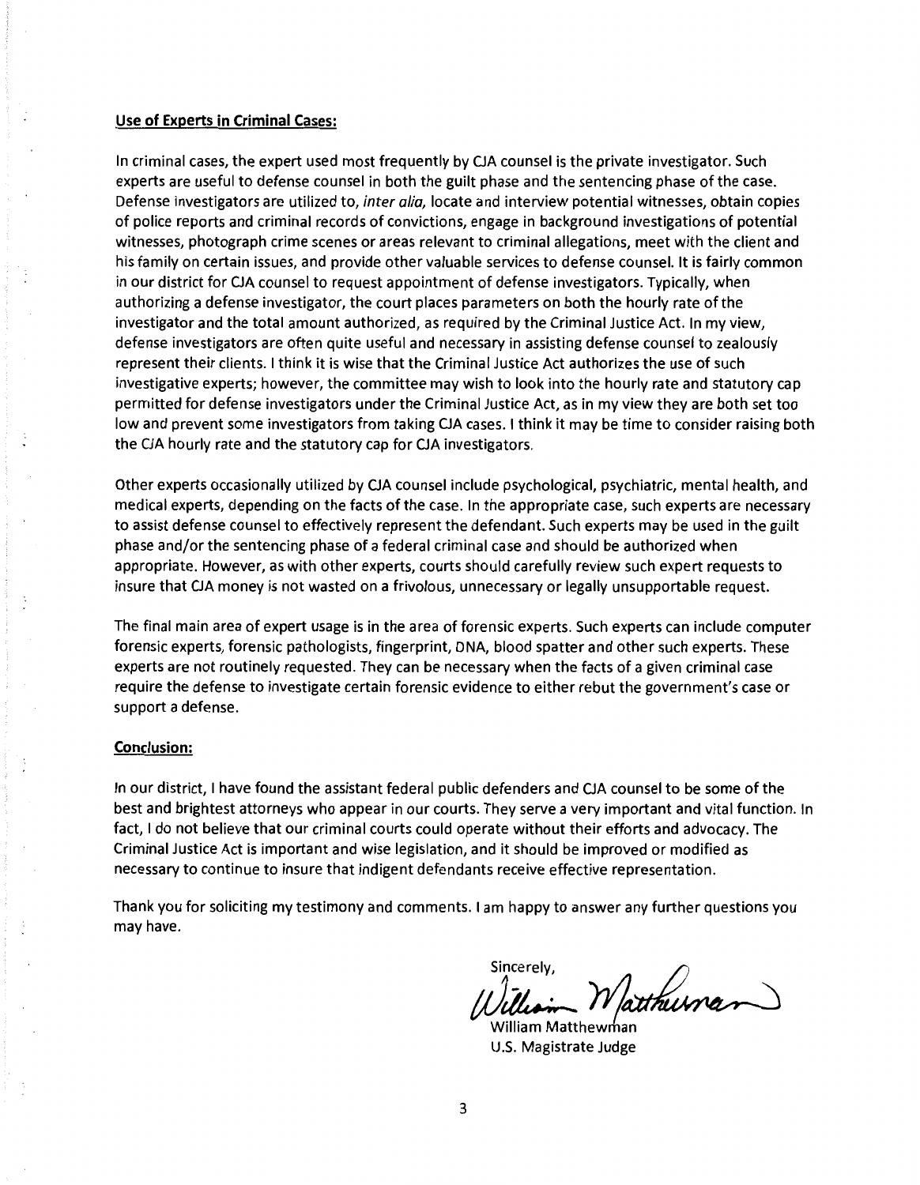**Use of Experts in Criminal Cases:**

In criminal cases, the expert used most frequently by CJA counsel is the private investigator. Such experts are useful to defense counsel in both the guilt phase and the sentencing phase of the case. Defense investigators are utilized to, *inter alia,* locate and interview potential witnesses, obtain copies of police reports and criminal records of convictions, engage in background investigations of potential witnesses, photograph crime scenes or areas relevant to criminal allegations, meet with the client and his family on certain issues, and provide other valuable services to defense counsel. It is fairly common in our district for CJA counsel to request appointment of defense investigators. Typically, when authorizing a defense investigator, the court places parameters on both the hourly rate of the investigator and the total amount authorized, as required by the Criminal Justice Act. In my view, defense investigators are often quite useful and necessary in assisting defense counsel to zealously represent their clients. I think it is wise that the Criminal Justice Act authorizes the use of such investigative experts; however, the committee may wish to look into the hourly rate and statutory cap permitted for defense investigators under the Criminal Justice Act, as in my view they are both set too low and prevent some investigators from taking CJA cases. I think it may be time to consider raising both the CJA hourly rate and the statutory cap for CJA investigators.

Other experts occasionally utilized by CJA counsel include psychological, psychiatric, mental health, and medical experts, depending on the facts of the case. In the appropriate case, such experts are necessary to assist defense counsel to effectively represent the defendant. Such experts may be used in the guilt phase and/or the sentencing phase of a federal criminal case and should be authorized when appropriate. However, as with other experts, courts should carefully review such expert requests to insure that CJA money is not wasted on a frivolous, unnecessary or legally unsupportable request.

The final main area of expert usage is in the area of forensic experts. Such experts can include computer forensic experts, forensic pathologists, fingerprint, DNA, blood spatter and other such experts. These experts are not routinely requested. They can be necessary when the facts of a given criminal case require the defense to investigate certain forensic evidence to either rebut the government's case or support a defense.

**Conclusion:**

In our district, I have found the assistant federal public defenders and CJA counsel to be some of the best and brightest attorneys who appear in our courts. They serve a very important and vital function. In fact, I do not believe that our criminal courts could operate without their efforts and advocacy. The Criminal Justice Act is important and wise legislation, and it should be improved or modified as necessary to continue to insure that indigent defendants receive effective representation.

Thank you for soliciting my testimony and comments. I am happy to answer any further questions you may have.

Sincerely,

William Matthewman

William Matthewman
U.S. Magistrate Judge